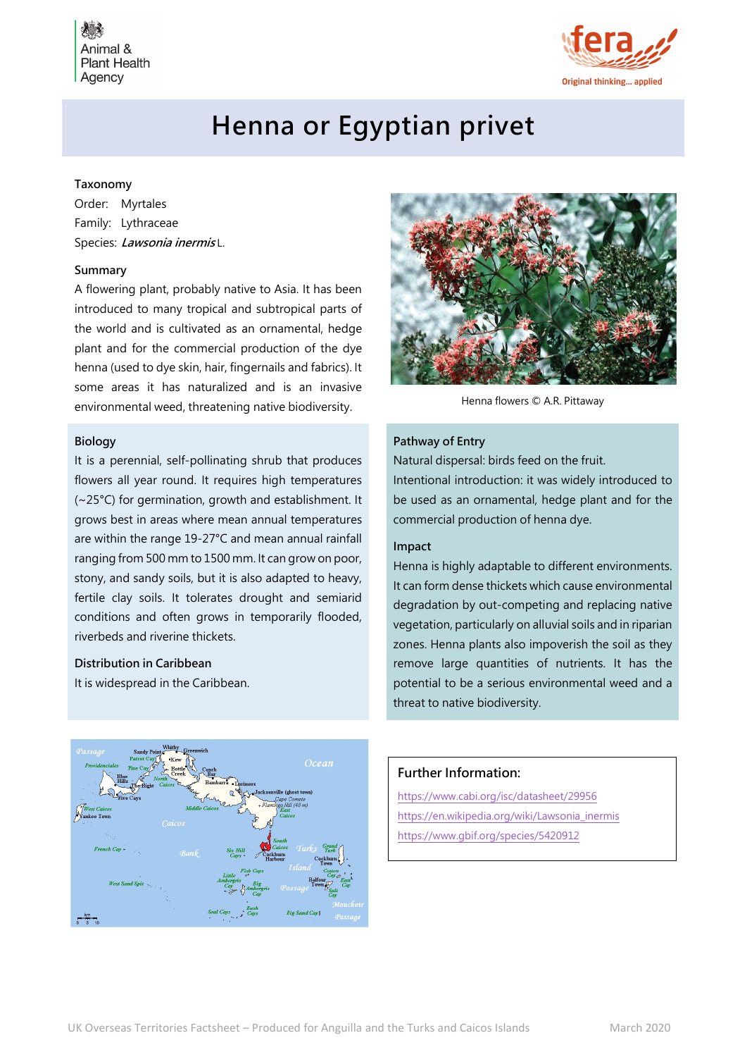Animal & Plant Health Agency

fera — Original thinking... applied

# Henna or Egyptian privet

## Taxonomy

Order: Myrtales

Family: Lythraceae

Species: ***Lawsonia inermis*** L.

## Summary

A flowering plant, probably native to Asia. It has been introduced to many tropical and subtropical parts of the world and is cultivated as an ornamental, hedge plant and for the commercial production of the dye henna (used to dye skin, hair, fingernails and fabrics). It some areas it has naturalized and is an invasive environmental weed, threatening native biodiversity.

Henna flowers © A.R. Pittaway

## Biology

It is a perennial, self-pollinating shrub that produces flowers all year round. It requires high temperatures (~25°C) for germination, growth and establishment. It grows best in areas where mean annual temperatures are within the range 19-27°C and mean annual rainfall ranging from 500 mm to 1500 mm. It can grow on poor, stony, and sandy soils, but it is also adapted to heavy, fertile clay soils. It tolerates drought and semiarid conditions and often grows in temporarily flooded, riverbeds and riverine thickets.

## Distribution in Caribbean

It is widespread in the Caribbean.

## Pathway of Entry

Natural dispersal: birds feed on the fruit.

Intentional introduction: it was widely introduced to be used as an ornamental, hedge plant and for the commercial production of henna dye.

## Impact

Henna is highly adaptable to different environments. It can form dense thickets which cause environmental degradation by out-competing and replacing native vegetation, particularly on alluvial soils and in riparian zones. Henna plants also impoverish the soil as they remove large quantities of nutrients. It has the potential to be a serious environmental weed and a threat to native biodiversity.

## Further Information:

https://www.cabi.org/isc/datasheet/29956

https://en.wikipedia.org/wiki/Lawsonia_inermis

https://www.gbif.org/species/5420912

UK Overseas Territories Factsheet – Produced for Anguilla and the Turks and Caicos Islands — March 2020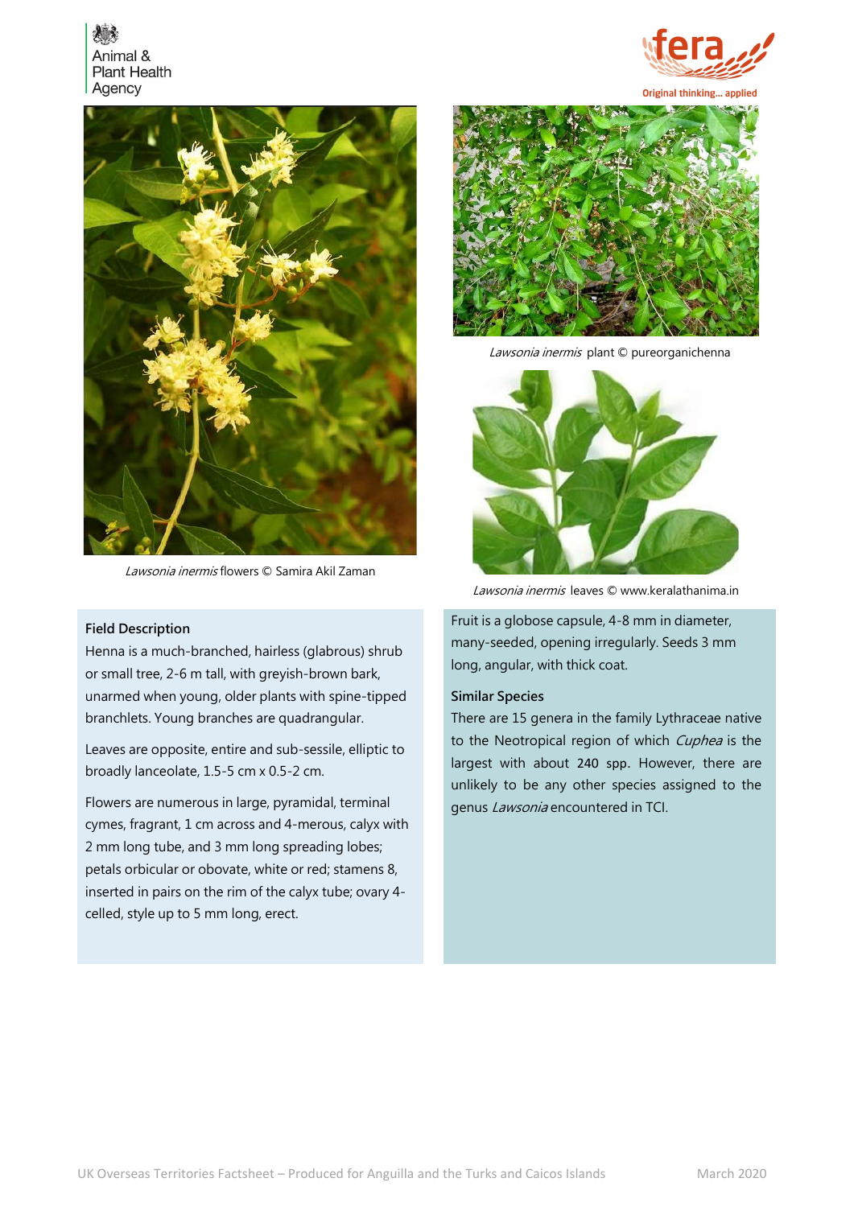*Lawsonia inermis* flowers © Samira Akil Zaman

*Lawsonia inermis* plant © pureorganichenna

*Lawsonia inermis* leaves © www.keralathanima.in

### Field Description

Henna is a much-branched, hairless (glabrous) shrub or small tree, 2-6 m tall, with greyish-brown bark, unarmed when young, older plants with spine-tipped branchlets. Young branches are quadrangular.

Leaves are opposite, entire and sub-sessile, elliptic to broadly lanceolate, 1.5-5 cm x 0.5-2 cm.

Flowers are numerous in large, pyramidal, terminal cymes, fragrant, 1 cm across and 4-merous, calyx with 2 mm long tube, and 3 mm long spreading lobes; petals orbicular or obovate, white or red; stamens 8, inserted in pairs on the rim of the calyx tube; ovary 4-celled, style up to 5 mm long, erect.

Fruit is a globose capsule, 4-8 mm in diameter, many-seeded, opening irregularly. Seeds 3 mm long, angular, with thick coat.

### Similar Species

There are 15 genera in the family Lythraceae native to the Neotropical region of which *Cuphea* is the largest with about 240 spp. However, there are unlikely to be any other species assigned to the genus *Lawsonia* encountered in TCI.